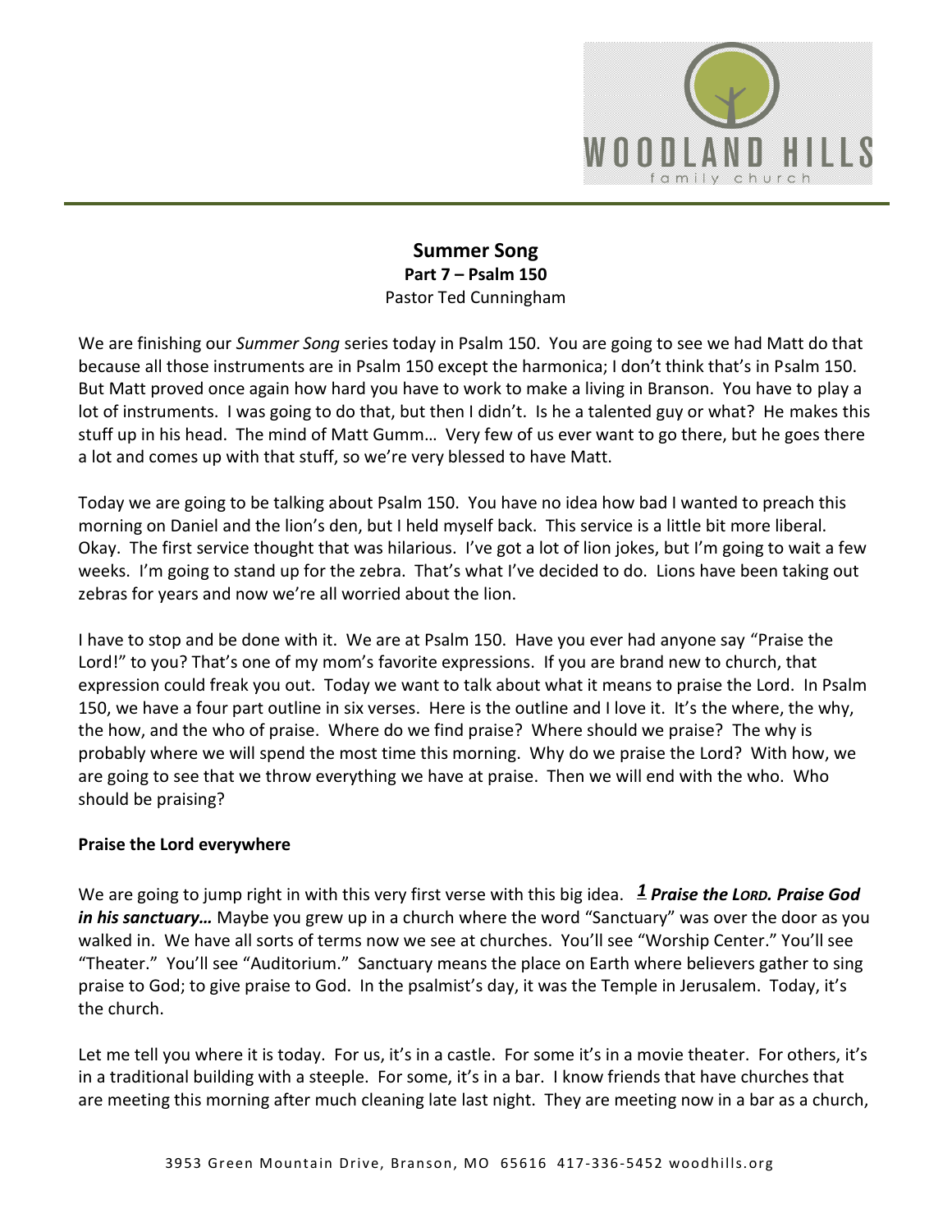# Summer Song

**Part 7 – Psalm 150**

Pastor Ted Cunningham

We are finishing our *Summer Song* series today in Psalm 150. You are going to see we had Matt do that because all those instruments are in Psalm 150 except the harmonica; I don't think that's in Psalm 150. But Matt proved once again how hard you have to work to make a living in Branson. You have to play a lot of instruments. I was going to do that, but then I didn't. Is he a talented guy or what? He makes this stuff up in his head. The mind of Matt Gumm… Very few of us ever want to go there, but he goes there a lot and comes up with that stuff, so we're very blessed to have Matt.

Today we are going to be talking about Psalm 150. You have no idea how bad I wanted to preach this morning on Daniel and the lion's den, but I held myself back. This service is a little bit more liberal. Okay. The first service thought that was hilarious. I've got a lot of lion jokes, but I'm going to wait a few weeks. I'm going to stand up for the zebra. That's what I've decided to do. Lions have been taking out zebras for years and now we're all worried about the lion.

I have to stop and be done with it. We are at Psalm 150. Have you ever had anyone say "Praise the Lord!" to you? That's one of my mom's favorite expressions. If you are brand new to church, that expression could freak you out. Today we want to talk about what it means to praise the Lord. In Psalm 150, we have a four part outline in six verses. Here is the outline and I love it. It's the where, the why, the how, and the who of praise. Where do we find praise? Where should we praise? The why is probably where we will spend the most time this morning. Why do we praise the Lord? With how, we are going to see that we throw everything we have at praise. Then we will end with the who. Who should be praising?

**Praise the Lord everywhere**

We are going to jump right in with this very first verse with this big idea. ***1 Praise the LORD. Praise God in his sanctuary…*** Maybe you grew up in a church where the word "Sanctuary" was over the door as you walked in. We have all sorts of terms now we see at churches. You'll see "Worship Center." You'll see "Theater." You'll see "Auditorium." Sanctuary means the place on Earth where believers gather to sing praise to God; to give praise to God. In the psalmist's day, it was the Temple in Jerusalem. Today, it's the church.

Let me tell you where it is today. For us, it's in a castle. For some it's in a movie theater. For others, it's in a traditional building with a steeple. For some, it's in a bar. I know friends that have churches that are meeting this morning after much cleaning late last night. They are meeting now in a bar as a church,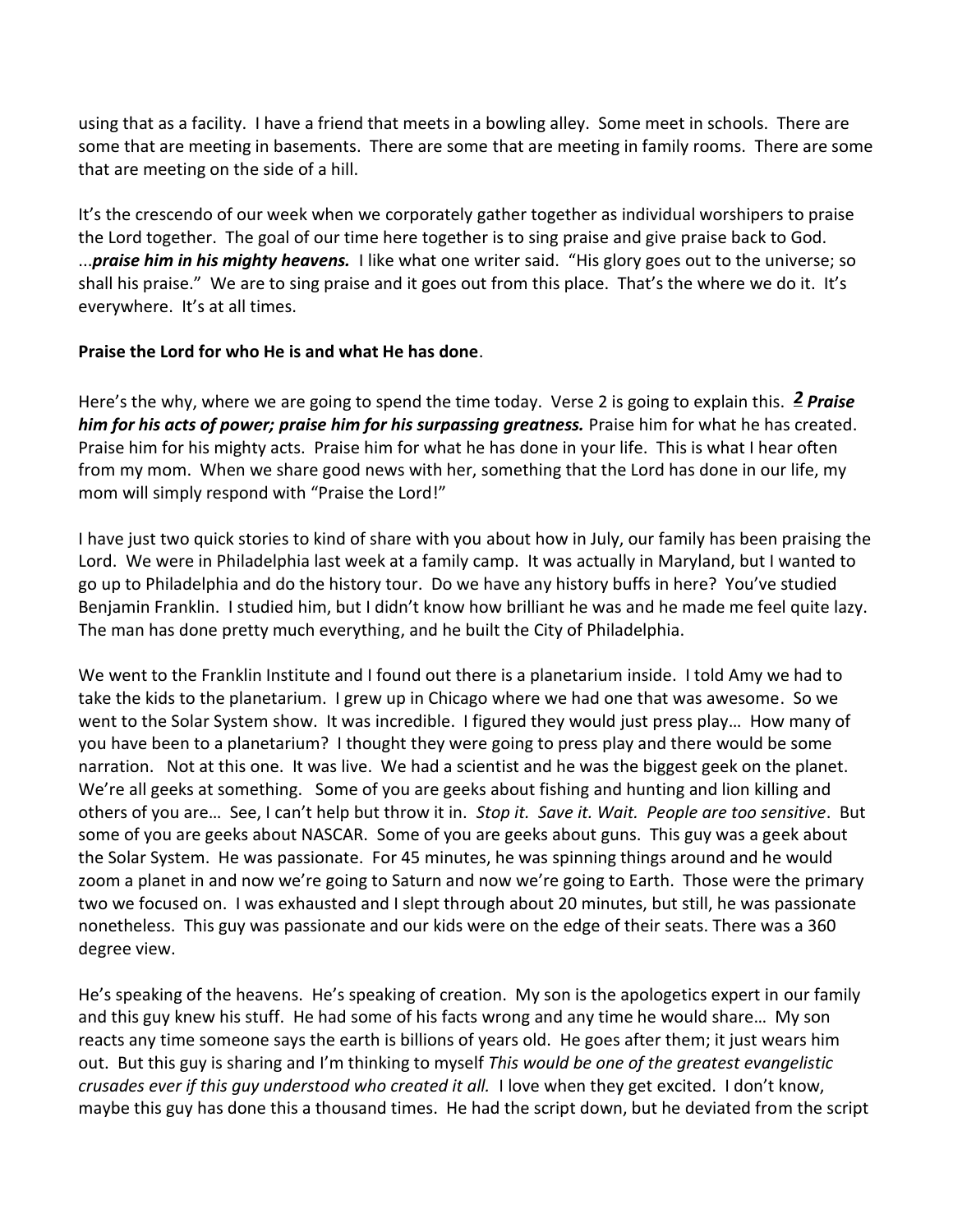using that as a facility. I have a friend that meets in a bowling alley. Some meet in schools. There are some that are meeting in basements. There are some that are meeting in family rooms. There are some that are meeting on the side of a hill.

It's the crescendo of our week when we corporately gather together as individual worshipers to praise the Lord together. The goal of our time here together is to sing praise and give praise back to God. ...***praise him in his mighty heavens.*** I like what one writer said. "His glory goes out to the universe; so shall his praise." We are to sing praise and it goes out from this place. That's the where we do it. It's everywhere. It's at all times.

**Praise the Lord for who He is and what He has done**.

Here's the why, where we are going to spend the time today. Verse 2 is going to explain this. ***2 Praise him for his acts of power; praise him for his surpassing greatness.*** Praise him for what he has created. Praise him for his mighty acts. Praise him for what he has done in your life. This is what I hear often from my mom. When we share good news with her, something that the Lord has done in our life, my mom will simply respond with "Praise the Lord!"

I have just two quick stories to kind of share with you about how in July, our family has been praising the Lord. We were in Philadelphia last week at a family camp. It was actually in Maryland, but I wanted to go up to Philadelphia and do the history tour. Do we have any history buffs in here? You've studied Benjamin Franklin. I studied him, but I didn't know how brilliant he was and he made me feel quite lazy. The man has done pretty much everything, and he built the City of Philadelphia.

We went to the Franklin Institute and I found out there is a planetarium inside. I told Amy we had to take the kids to the planetarium. I grew up in Chicago where we had one that was awesome. So we went to the Solar System show. It was incredible. I figured they would just press play… How many of you have been to a planetarium? I thought they were going to press play and there would be some narration. Not at this one. It was live. We had a scientist and he was the biggest geek on the planet. We're all geeks at something. Some of you are geeks about fishing and hunting and lion killing and others of you are… See, I can't help but throw it in. *Stop it. Save it. Wait. People are too sensitive*. But some of you are geeks about NASCAR. Some of you are geeks about guns. This guy was a geek about the Solar System. He was passionate. For 45 minutes, he was spinning things around and he would zoom a planet in and now we're going to Saturn and now we're going to Earth. Those were the primary two we focused on. I was exhausted and I slept through about 20 minutes, but still, he was passionate nonetheless. This guy was passionate and our kids were on the edge of their seats. There was a 360 degree view.

He's speaking of the heavens. He's speaking of creation. My son is the apologetics expert in our family and this guy knew his stuff. He had some of his facts wrong and any time he would share… My son reacts any time someone says the earth is billions of years old. He goes after them; it just wears him out. But this guy is sharing and I'm thinking to myself *This would be one of the greatest evangelistic crusades ever if this guy understood who created it all.* I love when they get excited. I don't know, maybe this guy has done this a thousand times. He had the script down, but he deviated from the script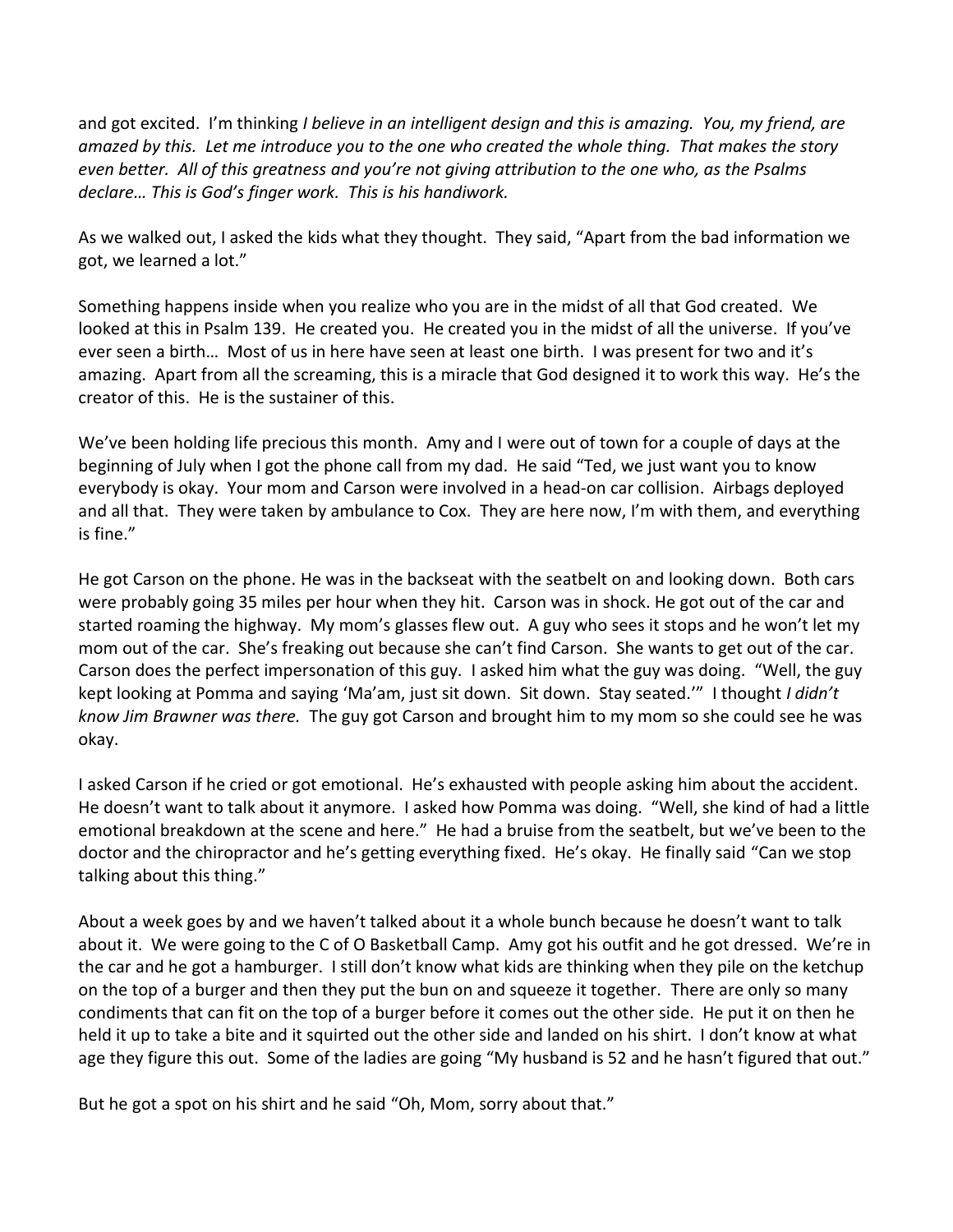and got excited. I'm thinking *I believe in an intelligent design and this is amazing. You, my friend, are amazed by this. Let me introduce you to the one who created the whole thing. That makes the story even better. All of this greatness and you're not giving attribution to the one who, as the Psalms declare… This is God's finger work. This is his handiwork.*

As we walked out, I asked the kids what they thought. They said, "Apart from the bad information we got, we learned a lot."

Something happens inside when you realize who you are in the midst of all that God created. We looked at this in Psalm 139. He created you. He created you in the midst of all the universe. If you've ever seen a birth… Most of us in here have seen at least one birth. I was present for two and it's amazing. Apart from all the screaming, this is a miracle that God designed it to work this way. He's the creator of this. He is the sustainer of this.

We've been holding life precious this month. Amy and I were out of town for a couple of days at the beginning of July when I got the phone call from my dad. He said "Ted, we just want you to know everybody is okay. Your mom and Carson were involved in a head-on car collision. Airbags deployed and all that. They were taken by ambulance to Cox. They are here now, I'm with them, and everything is fine."

He got Carson on the phone. He was in the backseat with the seatbelt on and looking down. Both cars were probably going 35 miles per hour when they hit. Carson was in shock. He got out of the car and started roaming the highway. My mom's glasses flew out. A guy who sees it stops and he won't let my mom out of the car. She's freaking out because she can't find Carson. She wants to get out of the car. Carson does the perfect impersonation of this guy. I asked him what the guy was doing. "Well, the guy kept looking at Pomma and saying 'Ma'am, just sit down. Sit down. Stay seated.'" I thought *I didn't know Jim Brawner was there.* The guy got Carson and brought him to my mom so she could see he was okay.

I asked Carson if he cried or got emotional. He's exhausted with people asking him about the accident. He doesn't want to talk about it anymore. I asked how Pomma was doing. "Well, she kind of had a little emotional breakdown at the scene and here." He had a bruise from the seatbelt, but we've been to the doctor and the chiropractor and he's getting everything fixed. He's okay. He finally said "Can we stop talking about this thing."

About a week goes by and we haven't talked about it a whole bunch because he doesn't want to talk about it. We were going to the C of O Basketball Camp. Amy got his outfit and he got dressed. We're in the car and he got a hamburger. I still don't know what kids are thinking when they pile on the ketchup on the top of a burger and then they put the bun on and squeeze it together. There are only so many condiments that can fit on the top of a burger before it comes out the other side. He put it on then he held it up to take a bite and it squirted out the other side and landed on his shirt. I don't know at what age they figure this out. Some of the ladies are going "My husband is 52 and he hasn't figured that out."

But he got a spot on his shirt and he said "Oh, Mom, sorry about that."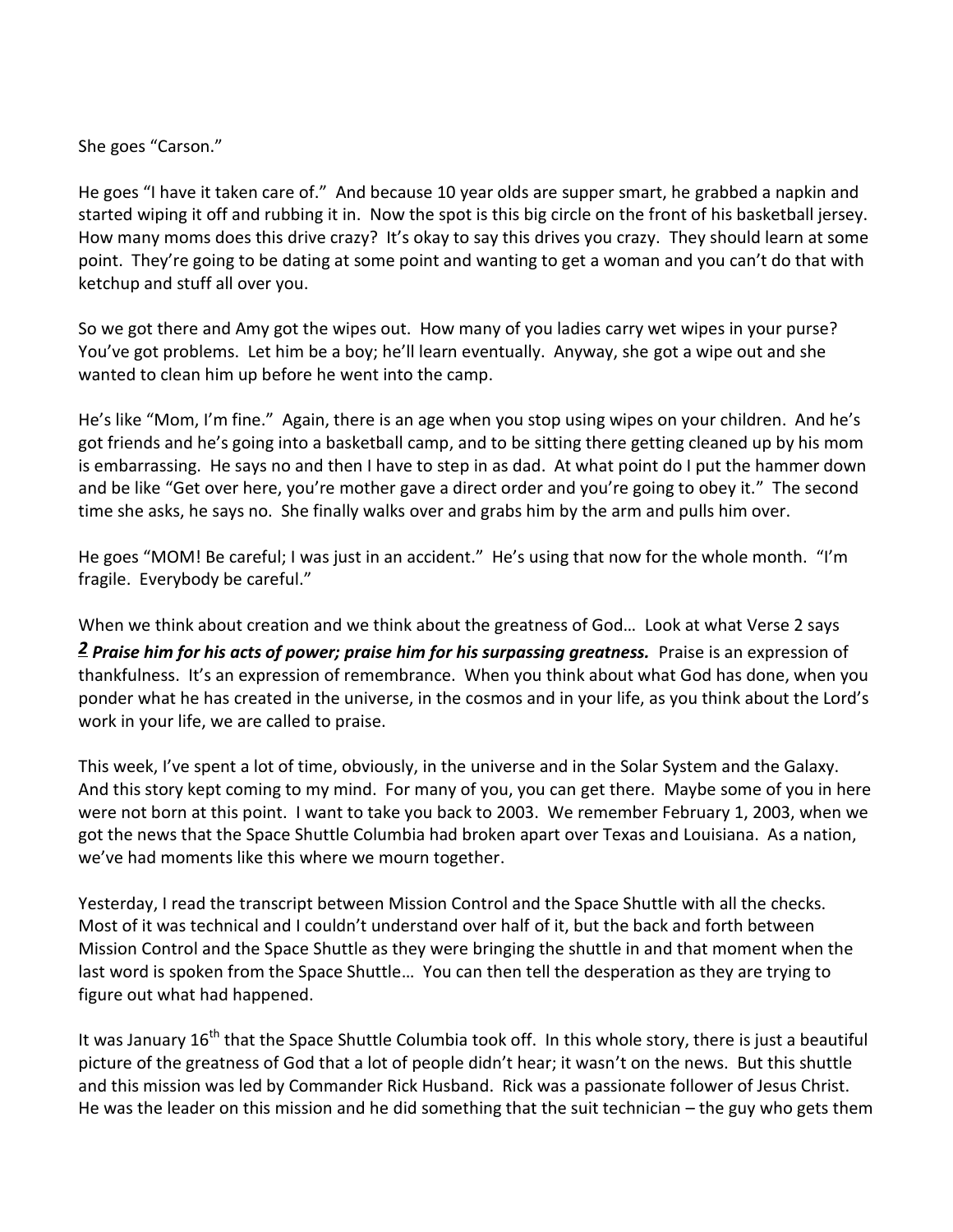She goes "Carson."

He goes "I have it taken care of." And because 10 year olds are supper smart, he grabbed a napkin and started wiping it off and rubbing it in. Now the spot is this big circle on the front of his basketball jersey. How many moms does this drive crazy? It's okay to say this drives you crazy. They should learn at some point. They're going to be dating at some point and wanting to get a woman and you can't do that with ketchup and stuff all over you.

So we got there and Amy got the wipes out. How many of you ladies carry wet wipes in your purse? You've got problems. Let him be a boy; he'll learn eventually. Anyway, she got a wipe out and she wanted to clean him up before he went into the camp.

He's like "Mom, I'm fine." Again, there is an age when you stop using wipes on your children. And he's got friends and he's going into a basketball camp, and to be sitting there getting cleaned up by his mom is embarrassing. He says no and then I have to step in as dad. At what point do I put the hammer down and be like "Get over here, you're mother gave a direct order and you're going to obey it." The second time she asks, he says no. She finally walks over and grabs him by the arm and pulls him over.

He goes "MOM! Be careful; I was just in an accident." He's using that now for the whole month. "I'm fragile. Everybody be careful."

When we think about creation and we think about the greatness of God… Look at what Verse 2 says ***2 Praise him for his acts of power; praise him for his surpassing greatness.*** Praise is an expression of thankfulness. It's an expression of remembrance. When you think about what God has done, when you ponder what he has created in the universe, in the cosmos and in your life, as you think about the Lord's work in your life, we are called to praise.

This week, I've spent a lot of time, obviously, in the universe and in the Solar System and the Galaxy. And this story kept coming to my mind. For many of you, you can get there. Maybe some of you in here were not born at this point. I want to take you back to 2003. We remember February 1, 2003, when we got the news that the Space Shuttle Columbia had broken apart over Texas and Louisiana. As a nation, we've had moments like this where we mourn together.

Yesterday, I read the transcript between Mission Control and the Space Shuttle with all the checks. Most of it was technical and I couldn't understand over half of it, but the back and forth between Mission Control and the Space Shuttle as they were bringing the shuttle in and that moment when the last word is spoken from the Space Shuttle… You can then tell the desperation as they are trying to figure out what had happened.

It was January 16th that the Space Shuttle Columbia took off. In this whole story, there is just a beautiful picture of the greatness of God that a lot of people didn't hear; it wasn't on the news. But this shuttle and this mission was led by Commander Rick Husband. Rick was a passionate follower of Jesus Christ. He was the leader on this mission and he did something that the suit technician – the guy who gets them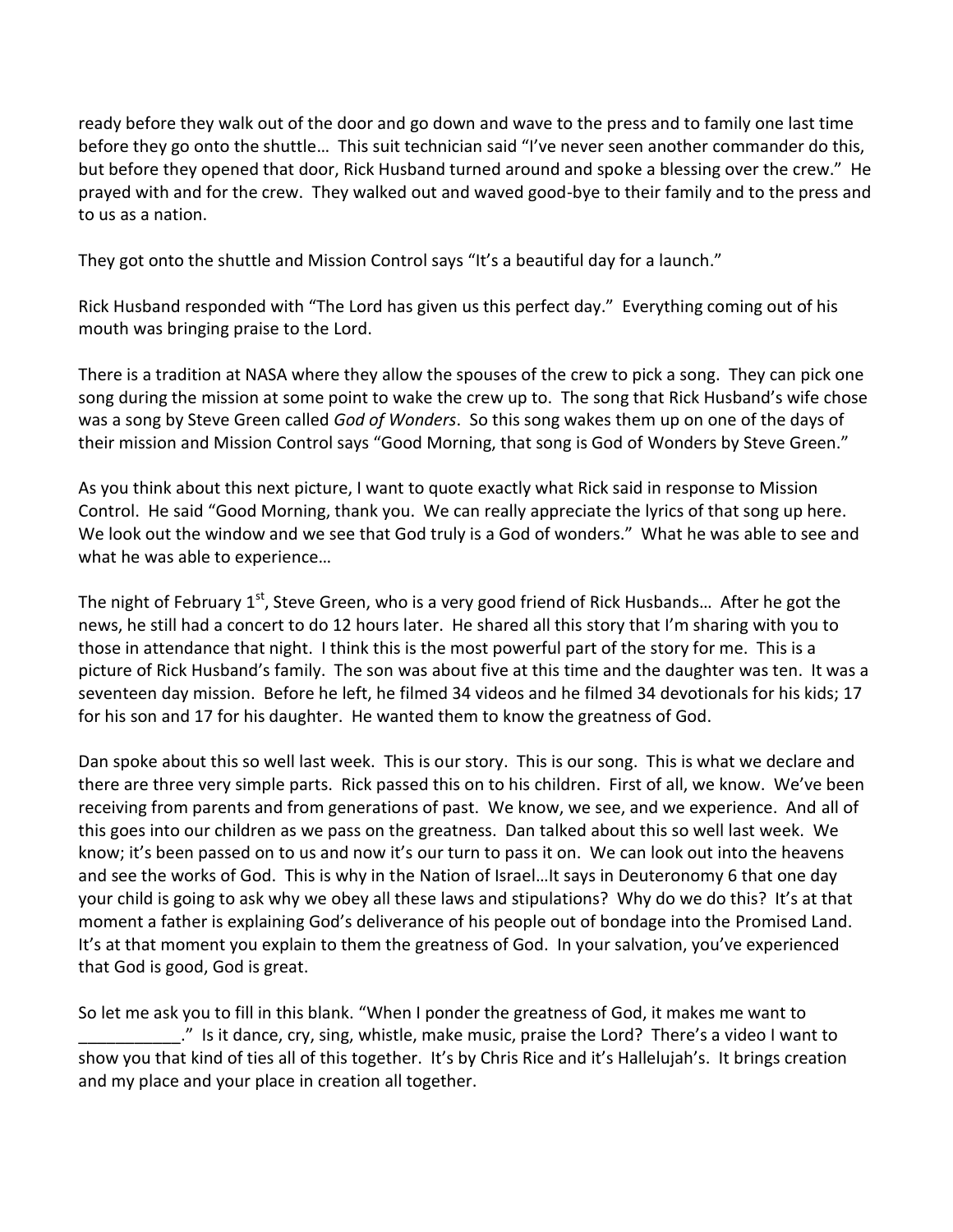ready before they walk out of the door and go down and wave to the press and to family one last time before they go onto the shuttle… This suit technician said "I've never seen another commander do this, but before they opened that door, Rick Husband turned around and spoke a blessing over the crew." He prayed with and for the crew. They walked out and waved good-bye to their family and to the press and to us as a nation.

They got onto the shuttle and Mission Control says "It's a beautiful day for a launch."

Rick Husband responded with "The Lord has given us this perfect day." Everything coming out of his mouth was bringing praise to the Lord.

There is a tradition at NASA where they allow the spouses of the crew to pick a song. They can pick one song during the mission at some point to wake the crew up to. The song that Rick Husband's wife chose was a song by Steve Green called *God of Wonders*. So this song wakes them up on one of the days of their mission and Mission Control says "Good Morning, that song is God of Wonders by Steve Green."

As you think about this next picture, I want to quote exactly what Rick said in response to Mission Control. He said "Good Morning, thank you. We can really appreciate the lyrics of that song up here. We look out the window and we see that God truly is a God of wonders." What he was able to see and what he was able to experience…

The night of February 1st, Steve Green, who is a very good friend of Rick Husbands… After he got the news, he still had a concert to do 12 hours later. He shared all this story that I'm sharing with you to those in attendance that night. I think this is the most powerful part of the story for me. This is a picture of Rick Husband's family. The son was about five at this time and the daughter was ten. It was a seventeen day mission. Before he left, he filmed 34 videos and he filmed 34 devotionals for his kids; 17 for his son and 17 for his daughter. He wanted them to know the greatness of God.

Dan spoke about this so well last week. This is our story. This is our song. This is what we declare and there are three very simple parts. Rick passed this on to his children. First of all, we know. We've been receiving from parents and from generations of past. We know, we see, and we experience. And all of this goes into our children as we pass on the greatness. Dan talked about this so well last week. We know; it's been passed on to us and now it's our turn to pass it on. We can look out into the heavens and see the works of God. This is why in the Nation of Israel…It says in Deuteronomy 6 that one day your child is going to ask why we obey all these laws and stipulations? Why do we do this? It's at that moment a father is explaining God's deliverance of his people out of bondage into the Promised Land. It's at that moment you explain to them the greatness of God. In your salvation, you've experienced that God is good, God is great.

So let me ask you to fill in this blank. "When I ponder the greatness of God, it makes me want to ___________." Is it dance, cry, sing, whistle, make music, praise the Lord? There's a video I want to show you that kind of ties all of this together. It's by Chris Rice and it's Hallelujah's. It brings creation and my place and your place in creation all together.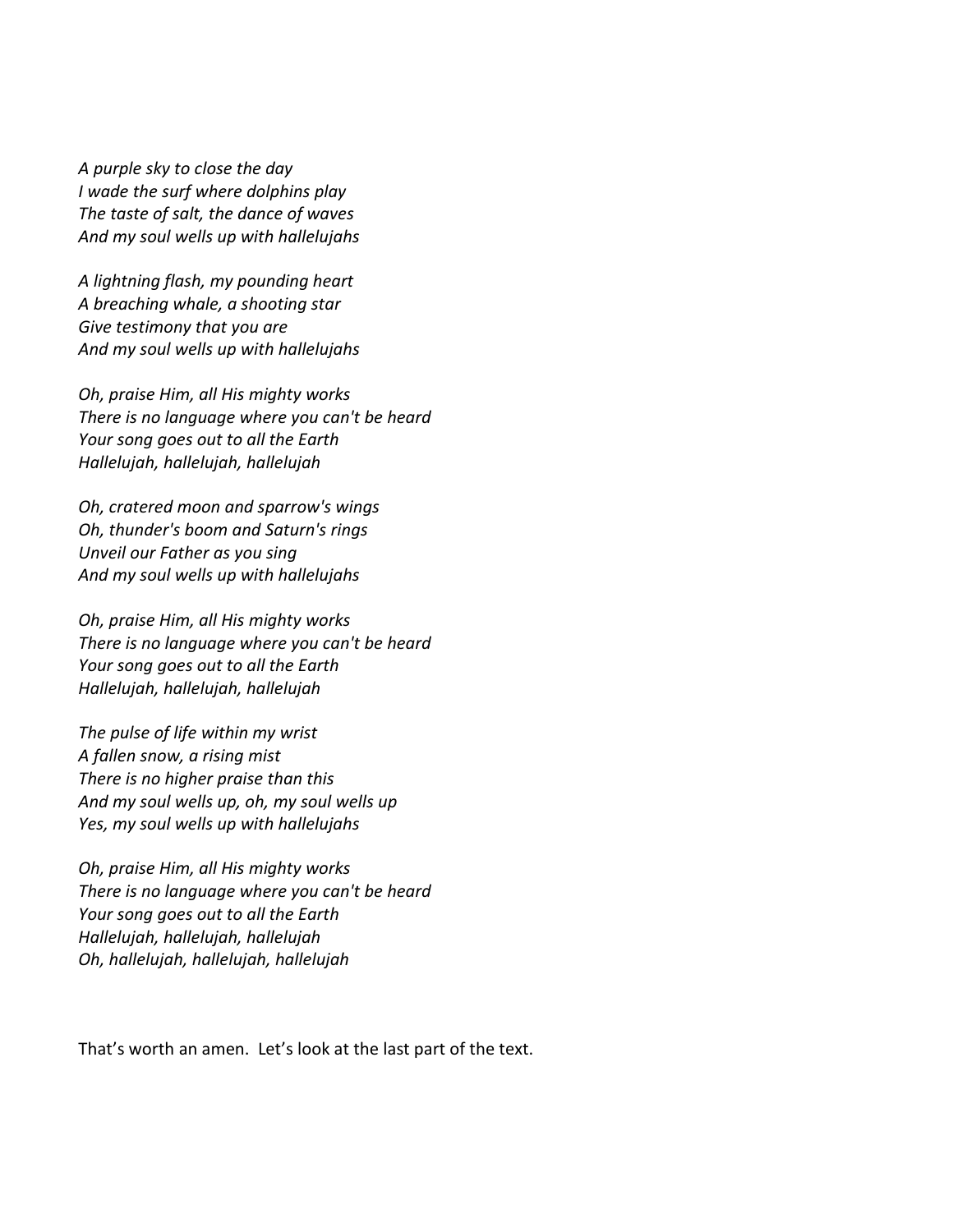*A purple sky to close the day*
*I wade the surf where dolphins play*
*The taste of salt, the dance of waves*
*And my soul wells up with hallelujahs*

*A lightning flash, my pounding heart*
*A breaching whale, a shooting star*
*Give testimony that you are*
*And my soul wells up with hallelujahs*

*Oh, praise Him, all His mighty works*
*There is no language where you can't be heard*
*Your song goes out to all the Earth*
*Hallelujah, hallelujah, hallelujah*

*Oh, cratered moon and sparrow's wings*
*Oh, thunder's boom and Saturn's rings*
*Unveil our Father as you sing*
*And my soul wells up with hallelujahs*

*Oh, praise Him, all His mighty works*
*There is no language where you can't be heard*
*Your song goes out to all the Earth*
*Hallelujah, hallelujah, hallelujah*

*The pulse of life within my wrist*
*A fallen snow, a rising mist*
*There is no higher praise than this*
*And my soul wells up, oh, my soul wells up*
*Yes, my soul wells up with hallelujahs*

*Oh, praise Him, all His mighty works*
*There is no language where you can't be heard*
*Your song goes out to all the Earth*
*Hallelujah, hallelujah, hallelujah*
*Oh, hallelujah, hallelujah, hallelujah*

That's worth an amen. Let's look at the last part of the text.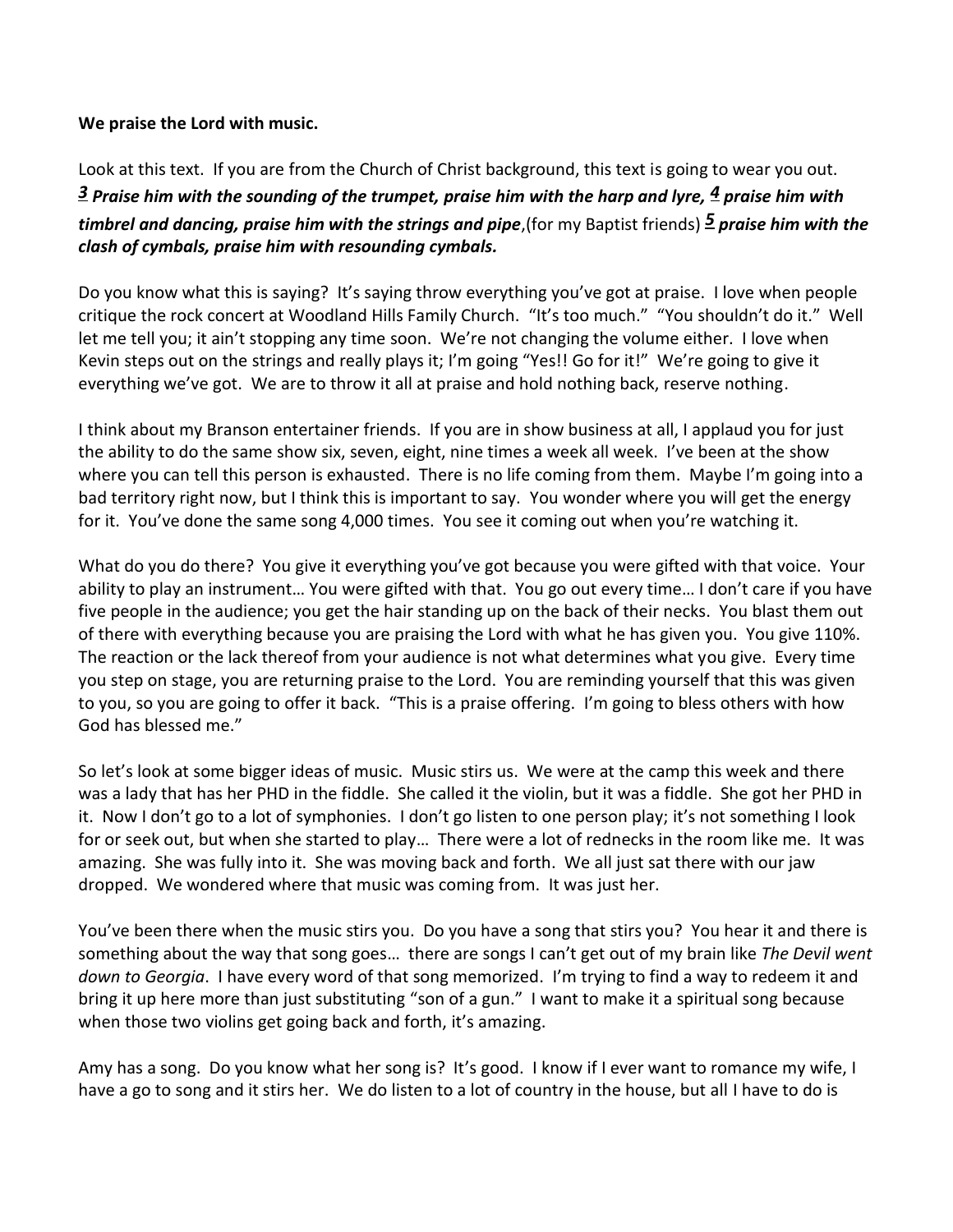**We praise the Lord with music.**

Look at this text. If you are from the Church of Christ background, this text is going to wear you out. ***3** Praise him with the sounding of the trumpet, praise him with the harp and lyre, **4** praise him with timbrel and dancing, praise him with the strings and pipe*,(for my Baptist friends) ***5** praise him with the clash of cymbals, praise him with resounding cymbals.*

Do you know what this is saying? It's saying throw everything you've got at praise. I love when people critique the rock concert at Woodland Hills Family Church. "It's too much." "You shouldn't do it." Well let me tell you; it ain't stopping any time soon. We're not changing the volume either. I love when Kevin steps out on the strings and really plays it; I'm going "Yes!! Go for it!" We're going to give it everything we've got. We are to throw it all at praise and hold nothing back, reserve nothing.

I think about my Branson entertainer friends. If you are in show business at all, I applaud you for just the ability to do the same show six, seven, eight, nine times a week all week. I've been at the show where you can tell this person is exhausted. There is no life coming from them. Maybe I'm going into a bad territory right now, but I think this is important to say. You wonder where you will get the energy for it. You've done the same song 4,000 times. You see it coming out when you're watching it.

What do you do there? You give it everything you've got because you were gifted with that voice. Your ability to play an instrument… You were gifted with that. You go out every time… I don't care if you have five people in the audience; you get the hair standing up on the back of their necks. You blast them out of there with everything because you are praising the Lord with what he has given you. You give 110%. The reaction or the lack thereof from your audience is not what determines what you give. Every time you step on stage, you are returning praise to the Lord. You are reminding yourself that this was given to you, so you are going to offer it back. "This is a praise offering. I'm going to bless others with how God has blessed me."

So let's look at some bigger ideas of music. Music stirs us. We were at the camp this week and there was a lady that has her PHD in the fiddle. She called it the violin, but it was a fiddle. She got her PHD in it. Now I don't go to a lot of symphonies. I don't go listen to one person play; it's not something I look for or seek out, but when she started to play… There were a lot of rednecks in the room like me. It was amazing. She was fully into it. She was moving back and forth. We all just sat there with our jaw dropped. We wondered where that music was coming from. It was just her.

You've been there when the music stirs you. Do you have a song that stirs you? You hear it and there is something about the way that song goes… there are songs I can't get out of my brain like *The Devil went down to Georgia*. I have every word of that song memorized. I'm trying to find a way to redeem it and bring it up here more than just substituting "son of a gun." I want to make it a spiritual song because when those two violins get going back and forth, it's amazing.

Amy has a song. Do you know what her song is? It's good. I know if I ever want to romance my wife, I have a go to song and it stirs her. We do listen to a lot of country in the house, but all I have to do is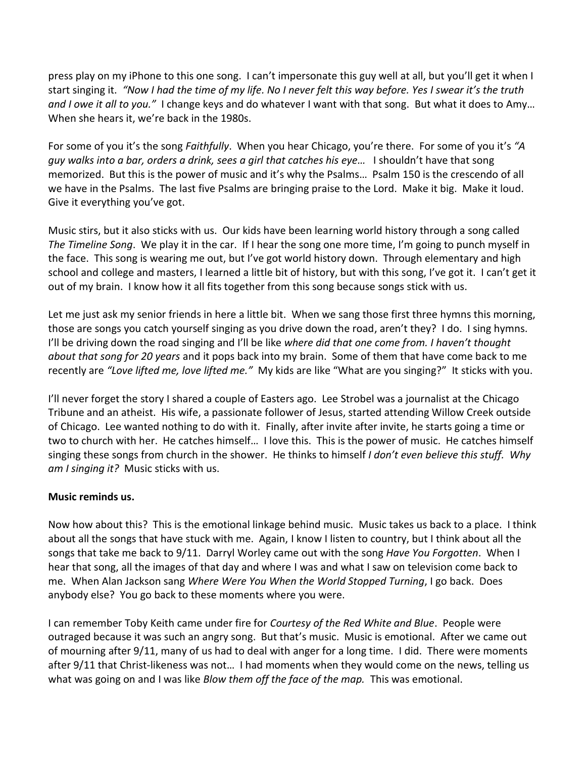press play on my iPhone to this one song. I can't impersonate this guy well at all, but you'll get it when I start singing it. *"Now I had the time of my life. No I never felt this way before. Yes I swear it's the truth and I owe it all to you."* I change keys and do whatever I want with that song. But what it does to Amy… When she hears it, we're back in the 1980s.

For some of you it's the song *Faithfully*. When you hear Chicago, you're there. For some of you it's *"A guy walks into a bar, orders a drink, sees a girl that catches his eye…* I shouldn't have that song memorized. But this is the power of music and it's why the Psalms… Psalm 150 is the crescendo of all we have in the Psalms. The last five Psalms are bringing praise to the Lord. Make it big. Make it loud. Give it everything you've got.

Music stirs, but it also sticks with us. Our kids have been learning world history through a song called *The Timeline Song*. We play it in the car. If I hear the song one more time, I'm going to punch myself in the face. This song is wearing me out, but I've got world history down. Through elementary and high school and college and masters, I learned a little bit of history, but with this song, I've got it. I can't get it out of my brain. I know how it all fits together from this song because songs stick with us.

Let me just ask my senior friends in here a little bit. When we sang those first three hymns this morning, those are songs you catch yourself singing as you drive down the road, aren't they? I do. I sing hymns. I'll be driving down the road singing and I'll be like *where did that one come from. I haven't thought about that song for 20 years* and it pops back into my brain. Some of them that have come back to me recently are *"Love lifted me, love lifted me."* My kids are like "What are you singing?" It sticks with you.

I'll never forget the story I shared a couple of Easters ago. Lee Strobel was a journalist at the Chicago Tribune and an atheist. His wife, a passionate follower of Jesus, started attending Willow Creek outside of Chicago. Lee wanted nothing to do with it. Finally, after invite after invite, he starts going a time or two to church with her. He catches himself… I love this. This is the power of music. He catches himself singing these songs from church in the shower. He thinks to himself *I don't even believe this stuff. Why am I singing it?* Music sticks with us.

**Music reminds us.**

Now how about this? This is the emotional linkage behind music. Music takes us back to a place. I think about all the songs that have stuck with me. Again, I know I listen to country, but I think about all the songs that take me back to 9/11. Darryl Worley came out with the song *Have You Forgotten*. When I hear that song, all the images of that day and where I was and what I saw on television come back to me. When Alan Jackson sang *Where Were You When the World Stopped Turning*, I go back. Does anybody else? You go back to these moments where you were.

I can remember Toby Keith came under fire for *Courtesy of the Red White and Blue*. People were outraged because it was such an angry song. But that's music. Music is emotional. After we came out of mourning after 9/11, many of us had to deal with anger for a long time. I did. There were moments after 9/11 that Christ-likeness was not… I had moments when they would come on the news, telling us what was going on and I was like *Blow them off the face of the map.* This was emotional.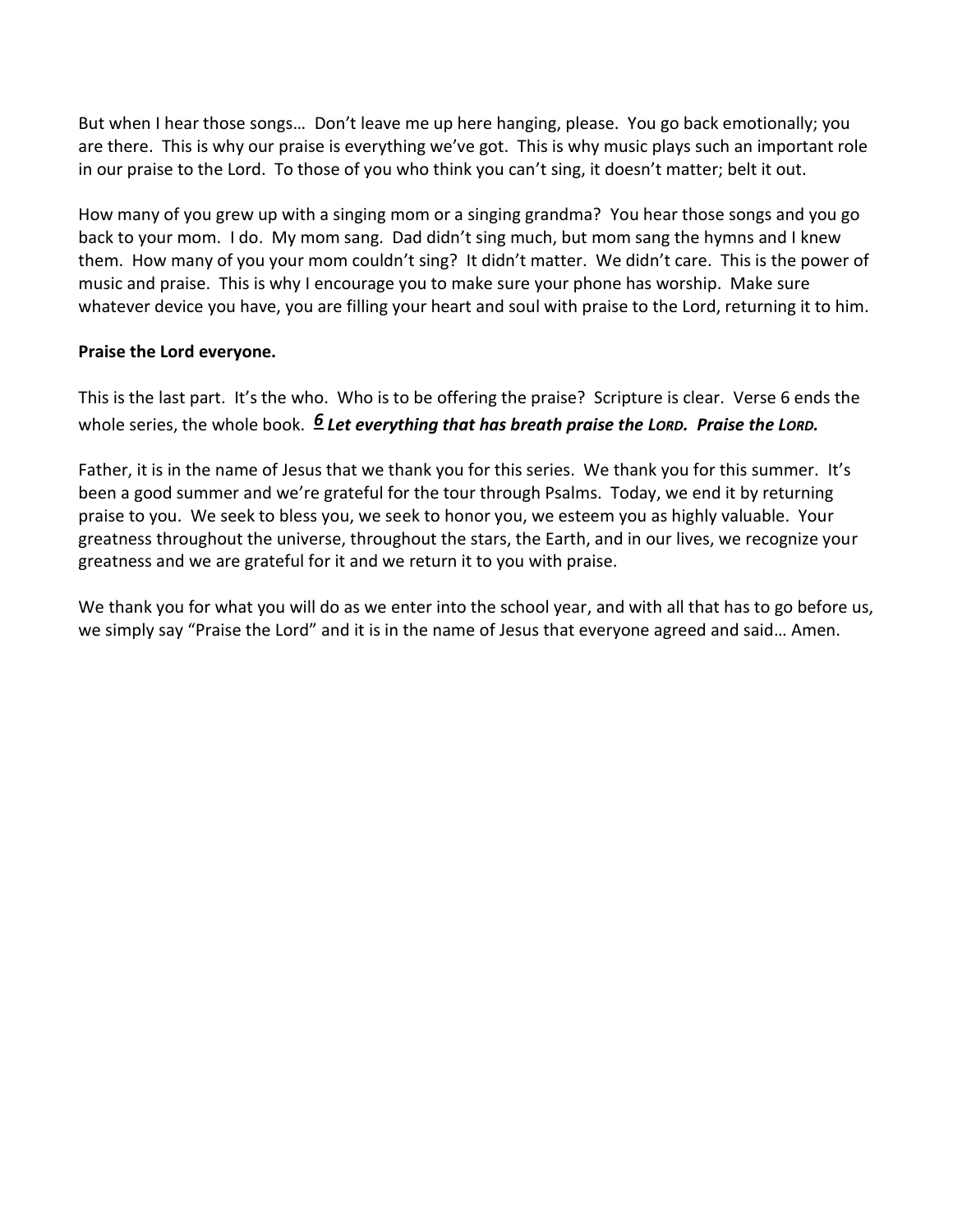But when I hear those songs… Don't leave me up here hanging, please. You go back emotionally; you are there. This is why our praise is everything we've got. This is why music plays such an important role in our praise to the Lord. To those of you who think you can't sing, it doesn't matter; belt it out.

How many of you grew up with a singing mom or a singing grandma? You hear those songs and you go back to your mom. I do. My mom sang. Dad didn't sing much, but mom sang the hymns and I knew them. How many of you your mom couldn't sing? It didn't matter. We didn't care. This is the power of music and praise. This is why I encourage you to make sure your phone has worship. Make sure whatever device you have, you are filling your heart and soul with praise to the Lord, returning it to him.

**Praise the Lord everyone.**

This is the last part. It's the who. Who is to be offering the praise? Scripture is clear. Verse 6 ends the whole series, the whole book. ***6 Let everything that has breath praise the LORD. Praise the LORD.***

Father, it is in the name of Jesus that we thank you for this series. We thank you for this summer. It's been a good summer and we're grateful for the tour through Psalms. Today, we end it by returning praise to you. We seek to bless you, we seek to honor you, we esteem you as highly valuable. Your greatness throughout the universe, throughout the stars, the Earth, and in our lives, we recognize your greatness and we are grateful for it and we return it to you with praise.

We thank you for what you will do as we enter into the school year, and with all that has to go before us, we simply say "Praise the Lord" and it is in the name of Jesus that everyone agreed and said… Amen.